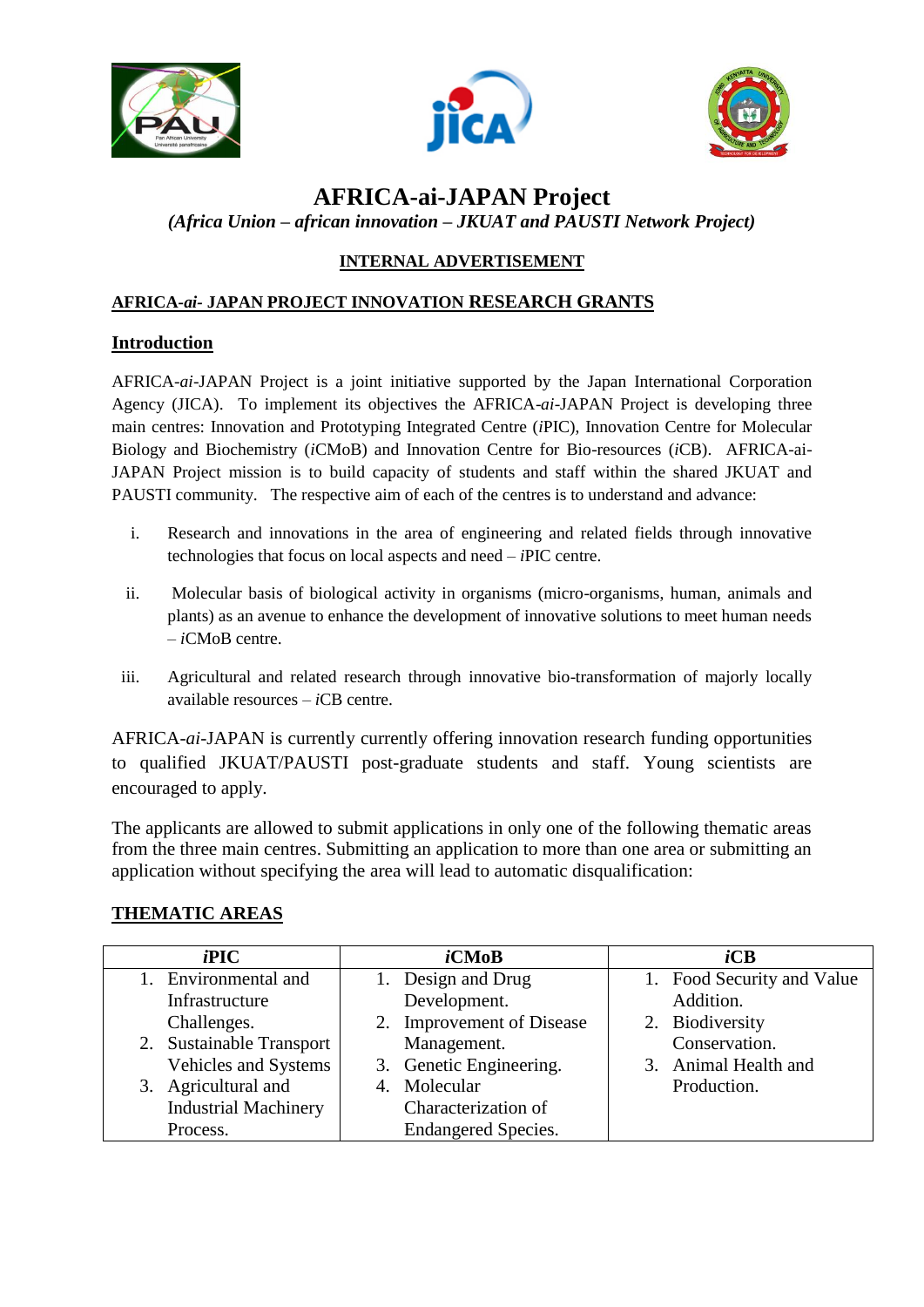# AFRICA-ai-JAPAN Project

***(Africa Union – african innovation – JKUAT and PAUSTI Network Project)***

**INTERNAL ADVERTISEMENT**

## AFRICA-*ai*- JAPAN PROJECT INNOVATION RESEARCH GRANTS

### Introduction

AFRICA-*ai*-JAPAN Project is a joint initiative supported by the Japan International Corporation Agency (JICA). To implement its objectives the AFRICA-*ai*-JAPAN Project is developing three main centres: Innovation and Prototyping Integrated Centre (*i*PIC), Innovation Centre for Molecular Biology and Biochemistry (*i*CMoB) and Innovation Centre for Bio-resources (*i*CB). AFRICA-ai-JAPAN Project mission is to build capacity of students and staff within the shared JKUAT and PAUSTI community. The respective aim of each of the centres is to understand and advance:

i. Research and innovations in the area of engineering and related fields through innovative technologies that focus on local aspects and need – *i*PIC centre.

ii. Molecular basis of biological activity in organisms (micro-organisms, human, animals and plants) as an avenue to enhance the development of innovative solutions to meet human needs – *i*CMoB centre.

iii. Agricultural and related research through innovative bio-transformation of majorly locally available resources – *i*CB centre.

AFRICA-*ai*-JAPAN is currently currently offering innovation research funding opportunities to qualified JKUAT/PAUSTI post-graduate students and staff. Young scientists are encouraged to apply.

The applicants are allowed to submit applications in only one of the following thematic areas from the three main centres. Submitting an application to more than one area or submitting an application without specifying the area will lead to automatic disqualification:

### THEMATIC AREAS

| *i*PIC | *i*CMoB | *i*CB |
|---|---|---|
| 1. Environmental and Infrastructure Challenges.<br>2. Sustainable Transport Vehicles and Systems<br>3. Agricultural and Industrial Machinery Process. | 1. Design and Drug Development.<br>2. Improvement of Disease Management.<br>3. Genetic Engineering.<br>4. Molecular Characterization of Endangered Species. | 1. Food Security and Value Addition.<br>2. Biodiversity Conservation.<br>3. Animal Health and Production. |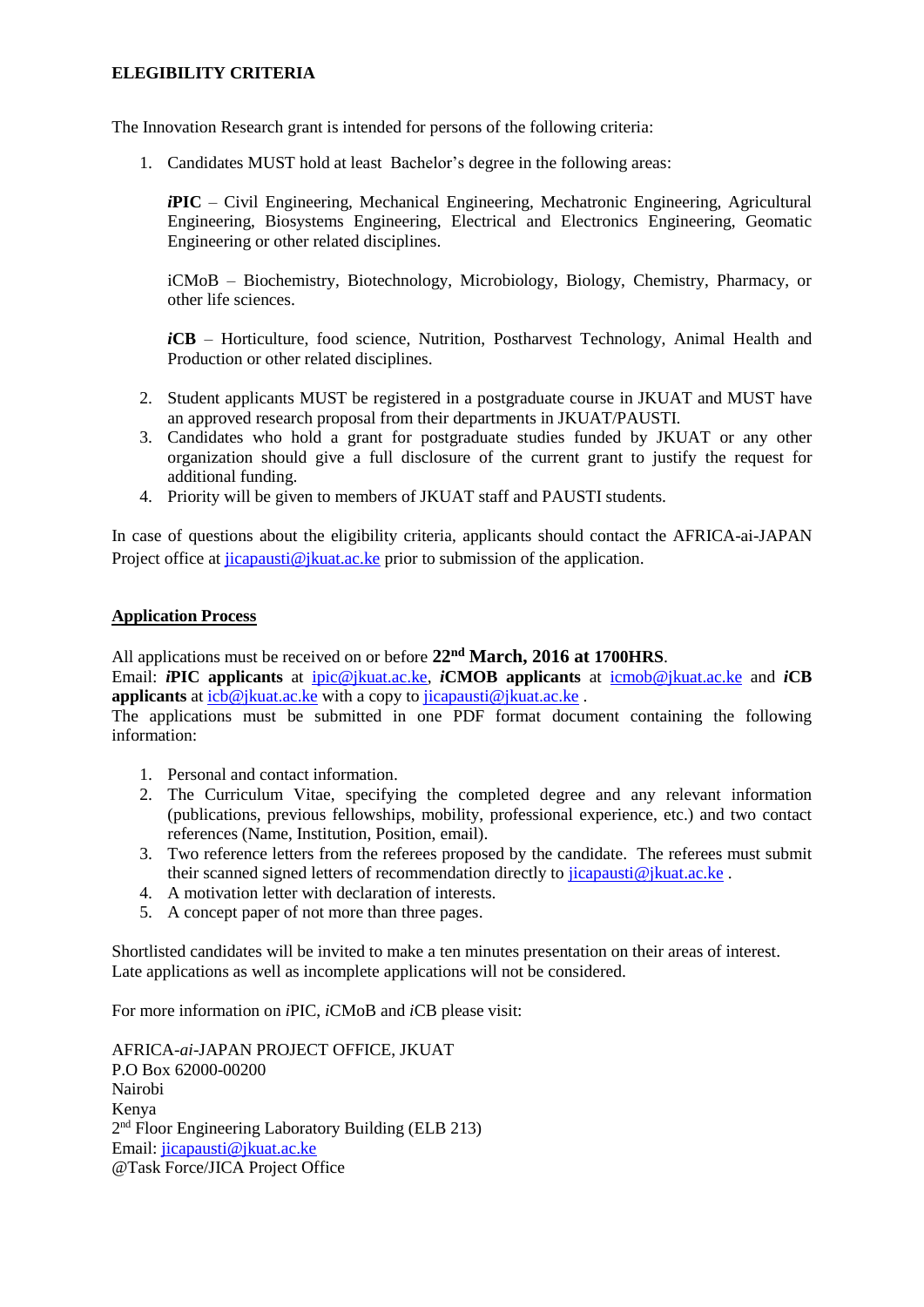**ELEGIBILITY CRITERIA**

The Innovation Research grant is intended for persons of the following criteria:

1. Candidates MUST hold at least Bachelor's degree in the following areas:

   ***i*PIC** – Civil Engineering, Mechanical Engineering, Mechatronic Engineering, Agricultural Engineering, Biosystems Engineering, Electrical and Electronics Engineering, Geomatic Engineering or other related disciplines.

   iCMoB – Biochemistry, Biotechnology, Microbiology, Biology, Chemistry, Pharmacy, or other life sciences.

   ***i*CB** – Horticulture, food science, Nutrition, Postharvest Technology, Animal Health and Production or other related disciplines.

2. Student applicants MUST be registered in a postgraduate course in JKUAT and MUST have an approved research proposal from their departments in JKUAT/PAUSTI.
3. Candidates who hold a grant for postgraduate studies funded by JKUAT or any other organization should give a full disclosure of the current grant to justify the request for additional funding.
4. Priority will be given to members of JKUAT staff and PAUSTI students.

In case of questions about the eligibility criteria, applicants should contact the AFRICA-ai-JAPAN Project office at jicapausti@jkuat.ac.ke prior to submission of the application.

## Application Process

All applications must be received on or before **22nd March, 2016 at 1700HRS**.
Email: ***i*PIC applicants** at ipic@jkuat.ac.ke, ***i*CMOB applicants** at icmob@jkuat.ac.ke and ***i*CB applicants** at icb@jkuat.ac.ke with a copy to jicapausti@jkuat.ac.ke .
The applications must be submitted in one PDF format document containing the following information:

1. Personal and contact information.
2. The Curriculum Vitae, specifying the completed degree and any relevant information (publications, previous fellowships, mobility, professional experience, etc.) and two contact references (Name, Institution, Position, email).
3. Two reference letters from the referees proposed by the candidate. The referees must submit their scanned signed letters of recommendation directly to jicapausti@jkuat.ac.ke .
4. A motivation letter with declaration of interests.
5. A concept paper of not more than three pages.

Shortlisted candidates will be invited to make a ten minutes presentation on their areas of interest.
Late applications as well as incomplete applications will not be considered.

For more information on *i*PIC, *i*CMoB and *i*CB please visit:

AFRICA-*ai*-JAPAN PROJECT OFFICE, JKUAT
P.O Box 62000-00200
Nairobi
Kenya
2nd Floor Engineering Laboratory Building (ELB 213)
Email: jicapausti@jkuat.ac.ke
@Task Force/JICA Project Office